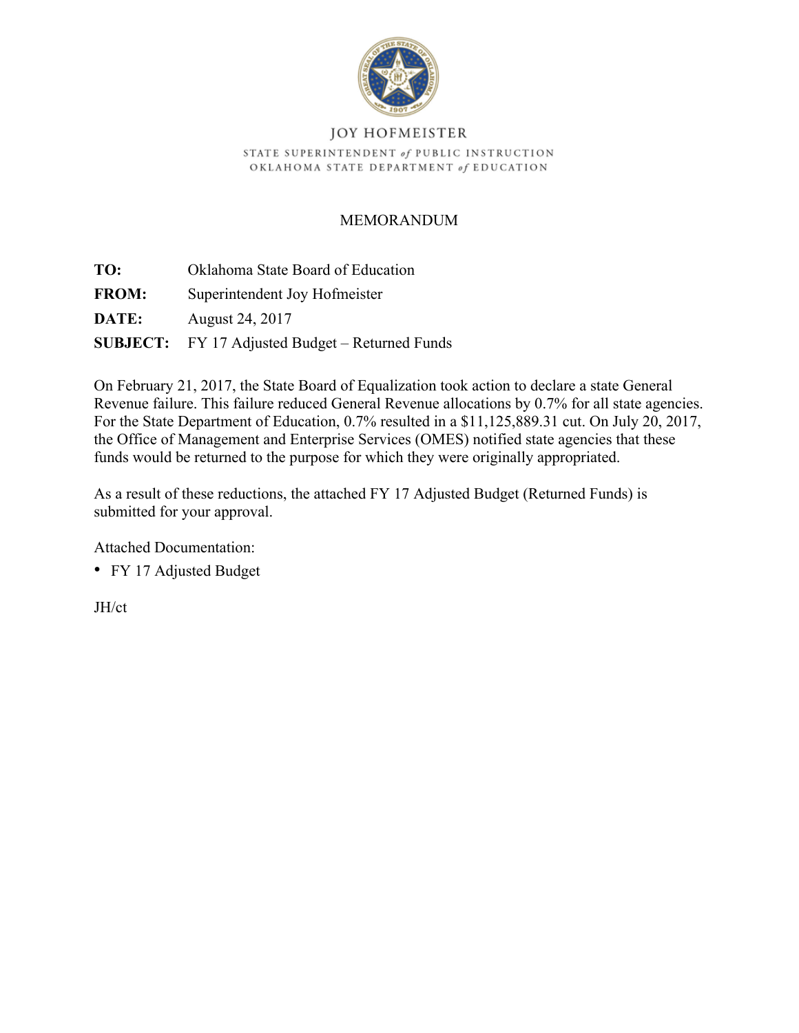JOY HOFMEISTER

STATE SUPERINTENDENT *of* PUBLIC INSTRUCTION
OKLAHOMA STATE DEPARTMENT *of* EDUCATION

# MEMORANDUM

**TO:** Oklahoma State Board of Education

**FROM:** Superintendent Joy Hofmeister

**DATE:** August 24, 2017

**SUBJECT:** FY 17 Adjusted Budget – Returned Funds

On February 21, 2017, the State Board of Equalization took action to declare a state General Revenue failure. This failure reduced General Revenue allocations by 0.7% for all state agencies. For the State Department of Education, 0.7% resulted in a $11,125,889.31 cut. On July 20, 2017, the Office of Management and Enterprise Services (OMES) notified state agencies that these funds would be returned to the purpose for which they were originally appropriated.

As a result of these reductions, the attached FY 17 Adjusted Budget (Returned Funds) is submitted for your approval.

Attached Documentation:

- FY 17 Adjusted Budget

JH/ct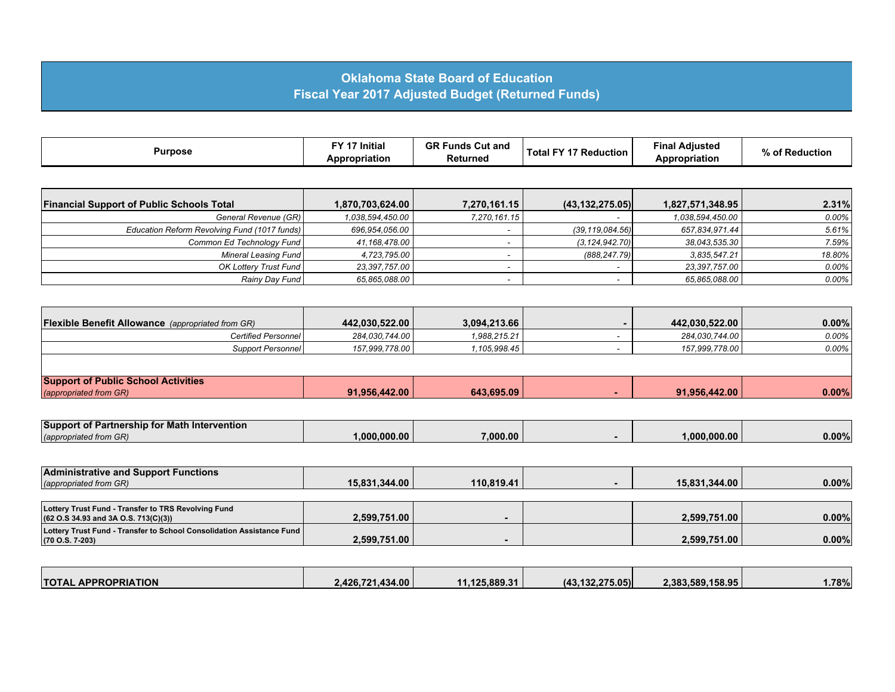# Oklahoma State Board of Education
## Fiscal Year 2017 Adjusted Budget (Returned Funds)

| Purpose | FY 17 Initial Appropriation | GR Funds Cut and Returned | Total FY 17 Reduction | Final Adjusted Appropriation | % of Reduction |
|---|---|---|---|---|---|
| **Financial Support of Public Schools Total** | **1,870,703,624.00** | **7,270,161.15** | **(43,132,275.05)** | **1,827,571,348.95** | **2.31%** |
| *General Revenue (GR)* | *1,038,594,450.00* | *7,270,161.15* | *-* | *1,038,594,450.00* | *0.00%* |
| *Education Reform Revolving Fund (1017 funds)* | *696,954,056.00* | *-* | *(39,119,084.56)* | *657,834,971.44* | *5.61%* |
| *Common Ed Technology Fund* | *41,168,478.00* | *-* | *(3,124,942.70)* | *38,043,535.30* | *7.59%* |
| *Mineral Leasing Fund* | *4,723,795.00* | *-* | *(888,247.79)* | *3,835,547.21* | *18.80%* |
| *OK Lottery Trust Fund* | *23,397,757.00* | *-* | *-* | *23,397,757.00* | *0.00%* |
| *Rainy Day Fund* | *65,865,088.00* | *-* | *-* | *65,865,088.00* | *0.00%* |
| **Flexible Benefit Allowance** *(appropriated from GR)* | **442,030,522.00** | **3,094,213.66** | **-** | **442,030,522.00** | **0.00%** |
| *Certified Personnel* | *284,030,744.00* | *1,988,215.21* | *-* | *284,030,744.00* | *0.00%* |
| *Support Personnel* | *157,999,778.00* | *1,105,998.45* | *-* | *157,999,778.00* | *0.00%* |
| **Support of Public School Activities** *(appropriated from GR)* | **91,956,442.00** | **643,695.09** | **-** | **91,956,442.00** | **0.00%** |
| **Support of Partnership for Math Intervention** *(appropriated from GR)* | **1,000,000.00** | **7,000.00** | **-** | **1,000,000.00** | **0.00%** |
| **Administrative and Support Functions** *(appropriated from GR)* | **15,831,344.00** | **110,819.41** | **-** | **15,831,344.00** | **0.00%** |
| **Lottery Trust Fund - Transfer to TRS Revolving Fund (62 O.S 34.93 and 3A O.S. 713(C)(3))** | **2,599,751.00** | **-** | | **2,599,751.00** | **0.00%** |
| **Lottery Trust Fund - Transfer to School Consolidation Assistance Fund (70 O.S. 7-203)** | **2,599,751.00** | **-** | | **2,599,751.00** | **0.00%** |
| **TOTAL APPROPRIATION** | **2,426,721,434.00** | **11,125,889.31** | **(43,132,275.05)** | **2,383,589,158.95** | **1.78%** |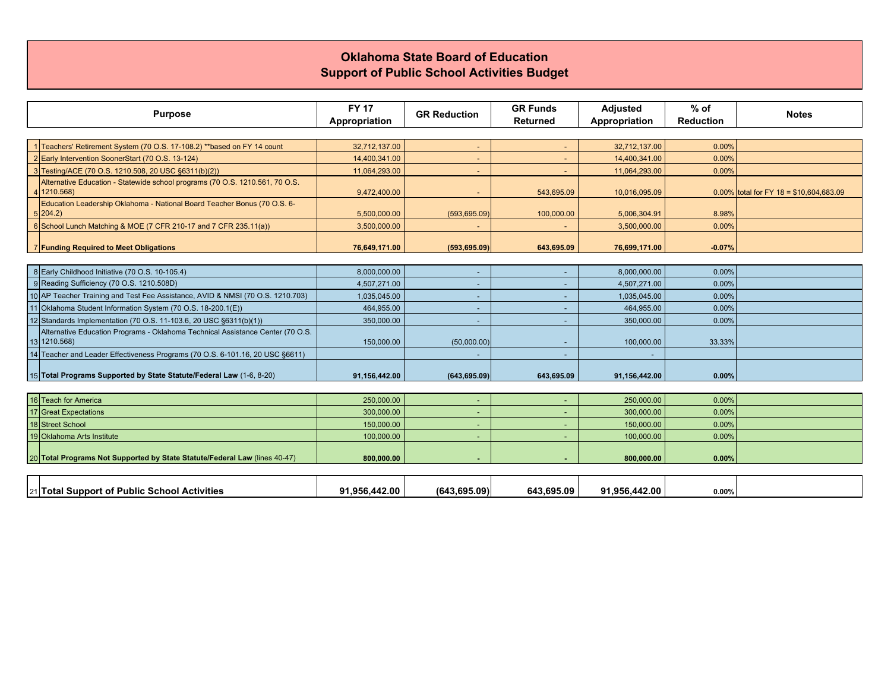# Oklahoma State Board of Education
## Support of Public School Activities Budget

| | Purpose | FY 17 Appropriation | GR Reduction | GR Funds Returned | Adjusted Appropriation | % of Reduction | Notes |
|---|---|---|---|---|---|---|---|
| 1 | Teachers' Retirement System (70 O.S. 17-108.2) **based on FY 14 count | 32,712,137.00 | - | - | 32,712,137.00 | 0.00% | |
| 2 | Early Intervention SoonerStart (70 O.S. 13-124) | 14,400,341.00 | - | - | 14,400,341.00 | 0.00% | |
| 3 | Testing/ACE (70 O.S. 1210.508, 20 USC §6311(b)(2)) | 11,064,293.00 | - | - | 11,064,293.00 | 0.00% | |
| 4 | Alternative Education - Statewide school programs (70 O.S. 1210.561, 70 O.S. 1210.568) | 9,472,400.00 | - | 543,695.09 | 10,016,095.09 | 0.00% | total for FY 18 = $10,604,683.09 |
| 5 | Education Leadership Oklahoma - National Board Teacher Bonus (70 O.S. 6-204.2) | 5,500,000.00 | (593,695.09) | 100,000.00 | 5,006,304.91 | 8.98% | |
| 6 | School Lunch Matching & MOE (7 CFR 210-17 and 7 CFR 235.11(a)) | 3,500,000.00 | - | - | 3,500,000.00 | 0.00% | |
| 7 | **Funding Required to Meet Obligations** | **76,649,171.00** | **(593,695.09)** | **643,695.09** | **76,699,171.00** | **-0.07%** | |
| 8 | Early Childhood Initiative (70 O.S. 10-105.4) | 8,000,000.00 | - | - | 8,000,000.00 | 0.00% | |
| 9 | Reading Sufficiency (70 O.S. 1210.508D) | 4,507,271.00 | - | - | 4,507,271.00 | 0.00% | |
| 10 | AP Teacher Training and Test Fee Assistance, AVID & NMSI (70 O.S. 1210.703) | 1,035,045.00 | - | - | 1,035,045.00 | 0.00% | |
| 11 | Oklahoma Student Information System (70 O.S. 18-200.1(E)) | 464,955.00 | - | - | 464,955.00 | 0.00% | |
| 12 | Standards Implementation (70 O.S. 11-103.6, 20 USC §6311(b)(1)) | 350,000.00 | - | - | 350,000.00 | 0.00% | |
| 13 | Alternative Education Programs - Oklahoma Technical Assistance Center (70 O.S. 1210.568) | 150,000.00 | (50,000.00) | - | 100,000.00 | 33.33% | |
| 14 | Teacher and Leader Effectiveness Programs (70 O.S. 6-101.16, 20 USC §6611) | | - | - | - | | |
| 15 | **Total Programs Supported by State Statute/Federal Law** (1-6, 8-20) | **91,156,442.00** | **(643,695.09)** | **643,695.09** | **91,156,442.00** | **0.00%** | |
| 16 | Teach for America | 250,000.00 | - | - | 250,000.00 | 0.00% | |
| 17 | Great Expectations | 300,000.00 | - | - | 300,000.00 | 0.00% | |
| 18 | Street School | 150,000.00 | - | - | 150,000.00 | 0.00% | |
| 19 | Oklahoma Arts Institute | 100,000.00 | - | - | 100,000.00 | 0.00% | |
| 20 | **Total Programs Not Supported by State Statute/Federal Law** (lines 40-47) | **800,000.00** | **-** | **-** | **800,000.00** | **0.00%** | |
| 21 | **Total Support of Public School Activities** | **91,956,442.00** | **(643,695.09)** | **643,695.09** | **91,956,442.00** | **0.00%** | |